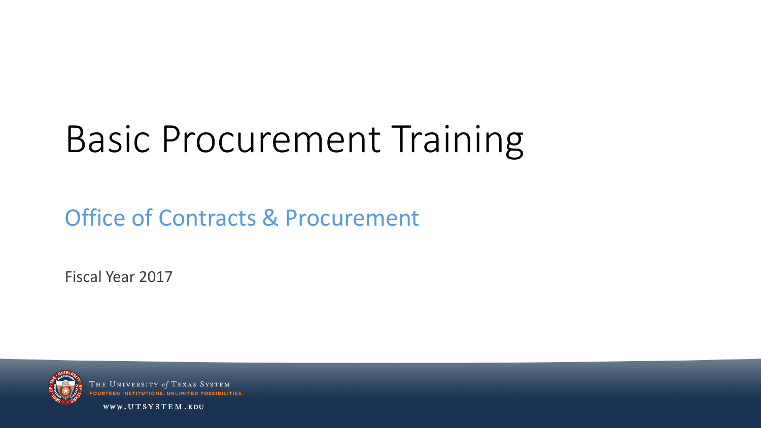# Basic Procurement Training

## Office of Contracts & Procurement

Fiscal Year 2017

THE UNIVERSITY *of* TEXAS SYSTEM
FOURTEEN INSTITUTIONS. UNLIMITED POSSIBILITIES.

WWW.UTSYSTEM.EDU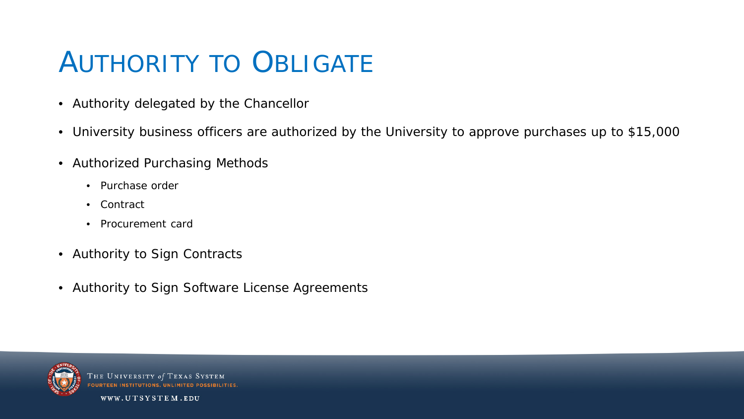# Authority to Obligate

- Authority delegated by the Chancellor
- University business officers are authorized by the University to approve purchases up to $15,000
- Authorized Purchasing Methods
  - Purchase order
  - Contract
  - Procurement card
- Authority to Sign Contracts
- Authority to Sign Software License Agreements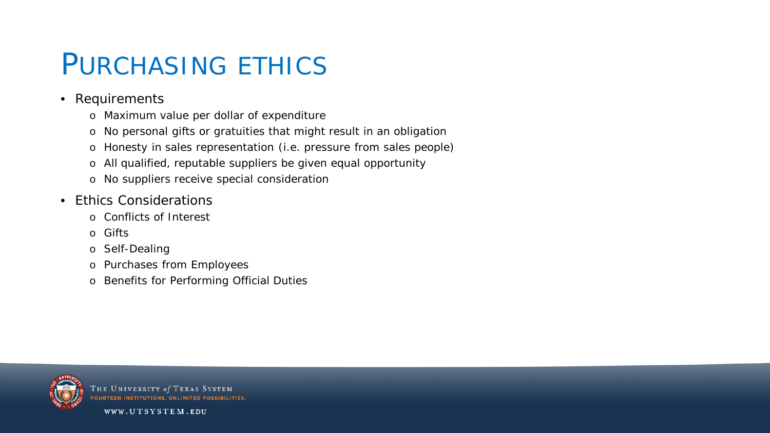# PURCHASING ETHICS

- Requirements
  - Maximum value per dollar of expenditure
  - No personal gifts or gratuities that might result in an obligation
  - Honesty in sales representation (i.e. pressure from sales people)
  - All qualified, reputable suppliers be given equal opportunity
  - No suppliers receive special consideration
- Ethics Considerations
  - Conflicts of Interest
  - Gifts
  - Self-Dealing
  - Purchases from Employees
  - Benefits for Performing Official Duties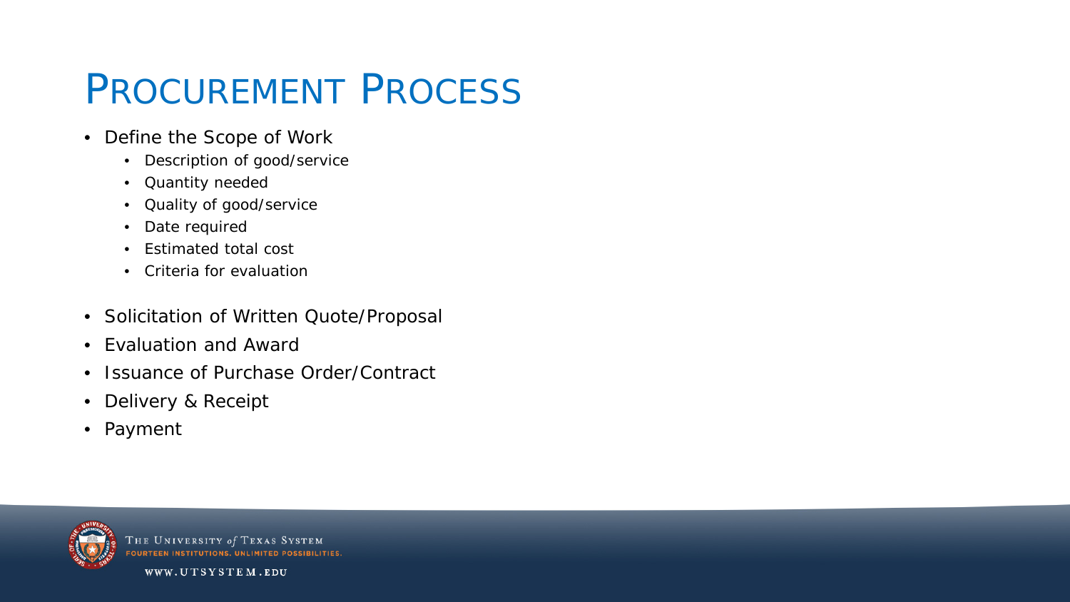# Procurement Process

- Define the Scope of Work
  - Description of good/service
  - Quantity needed
  - Quality of good/service
  - Date required
  - Estimated total cost
  - Criteria for evaluation
- Solicitation of Written Quote/Proposal
- Evaluation and Award
- Issuance of Purchase Order/Contract
- Delivery & Receipt
- Payment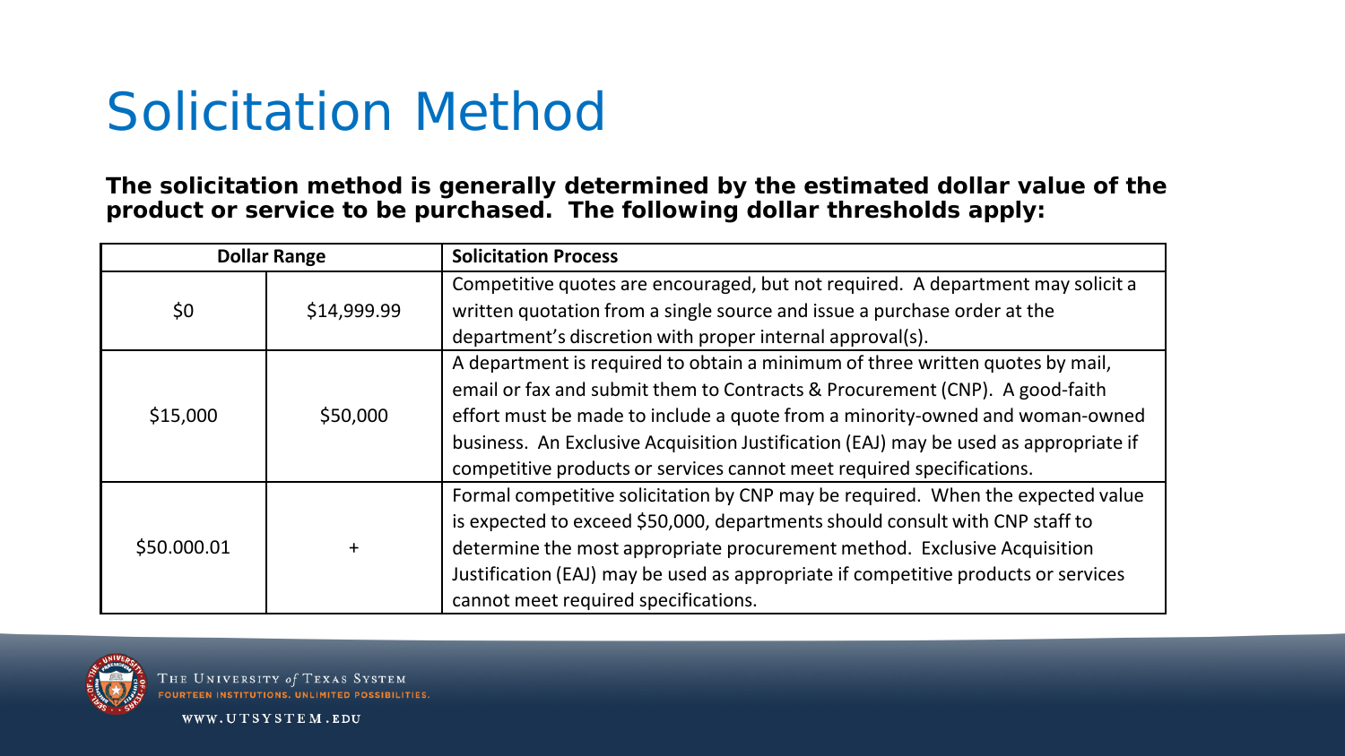# Solicitation Method

**The solicitation method is generally determined by the estimated dollar value of the product or service to be purchased. The following dollar thresholds apply:**

| Dollar Range | | Solicitation Process |
|---|---|---|
| $0 | $14,999.99 | Competitive quotes are encouraged, but not required. A department may solicit a written quotation from a single source and issue a purchase order at the department's discretion with proper internal approval(s). |
| $15,000 | $50,000 | A department is required to obtain a minimum of three written quotes by mail, email or fax and submit them to Contracts & Procurement (CNP). A good-faith effort must be made to include a quote from a minority-owned and woman-owned business. An Exclusive Acquisition Justification (EAJ) may be used as appropriate if competitive products or services cannot meet required specifications. |
| $50.000.01 | + | Formal competitive solicitation by CNP may be required. When the expected value is expected to exceed $50,000, departments should consult with CNP staff to determine the most appropriate procurement method. Exclusive Acquisition Justification (EAJ) may be used as appropriate if competitive products or services cannot meet required specifications. |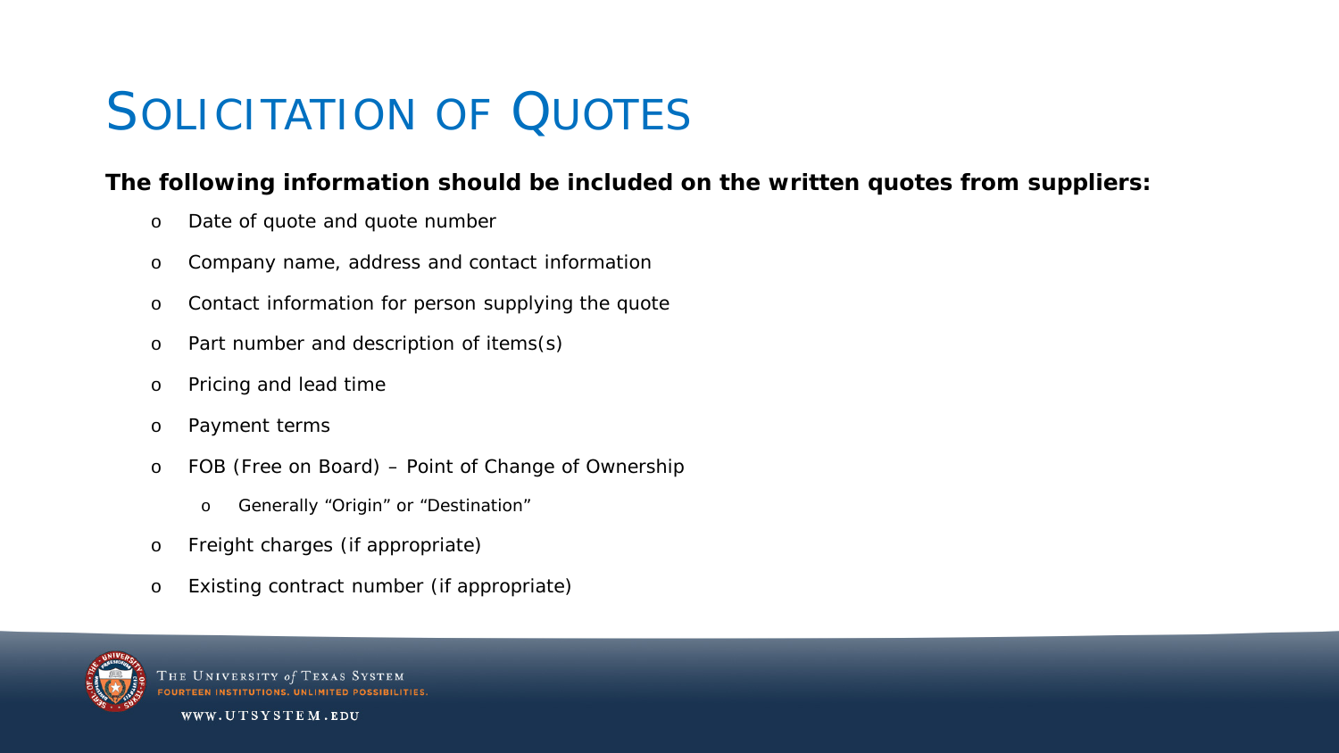# Solicitation of Quotes

**The following information should be included on the written quotes from suppliers:**

- Date of quote and quote number
- Company name, address and contact information
- Contact information for person supplying the quote
- Part number and description of items(s)
- Pricing and lead time
- Payment terms
- FOB (Free on Board) – Point of Change of Ownership
  - Generally "Origin" or "Destination"
- Freight charges (if appropriate)
- Existing contract number (if appropriate)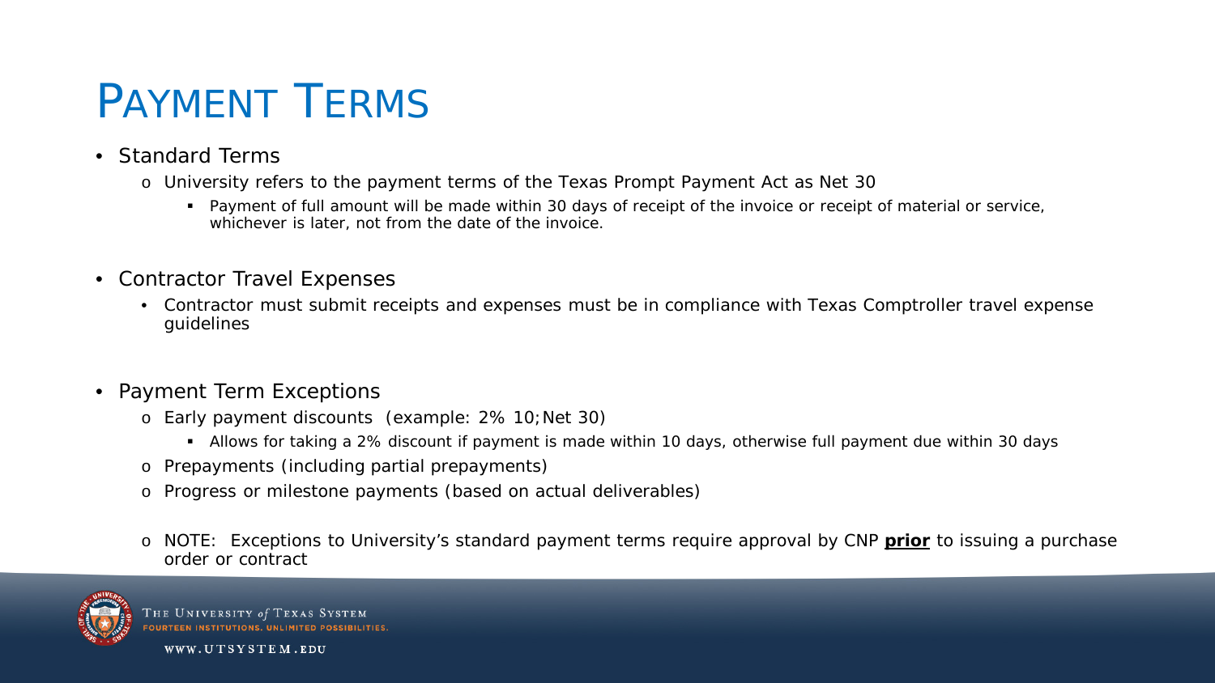# Payment Terms

- Standard Terms
  - University refers to the payment terms of the Texas Prompt Payment Act as Net 30
    - Payment of full amount will be made within 30 days of receipt of the invoice or receipt of material or service, whichever is later, not from the date of the invoice.

- Contractor Travel Expenses
  - Contractor must submit receipts and expenses must be in compliance with Texas Comptroller travel expense guidelines

- Payment Term Exceptions
  - Early payment discounts (example: 2% 10; Net 30)
    - Allows for taking a 2% discount if payment is made within 10 days, otherwise full payment due within 30 days
  - Prepayments (including partial prepayments)
  - Progress or milestone payments (based on actual deliverables)

  - NOTE: Exceptions to University's standard payment terms require approval by CNP **prior** to issuing a purchase order or contract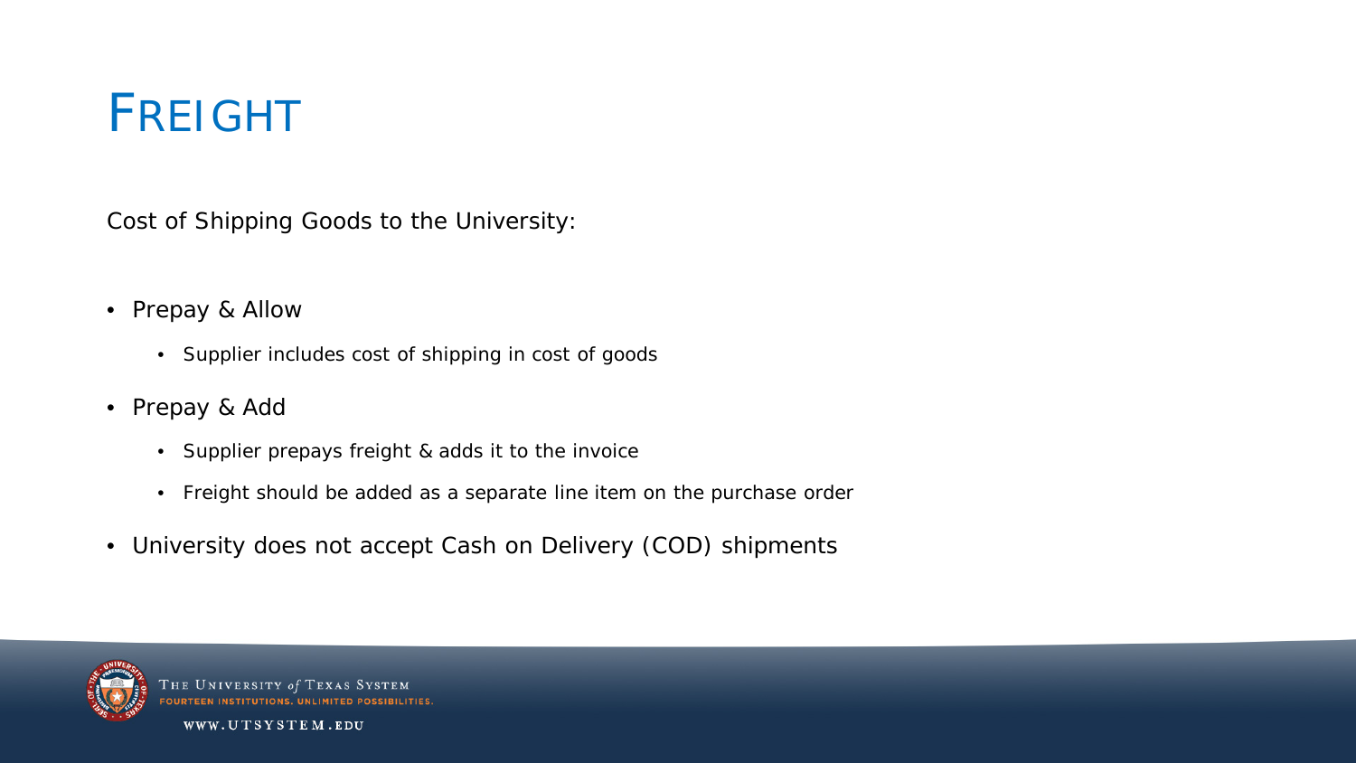# Freight

Cost of Shipping Goods to the University:

- Prepay & Allow
  - Supplier includes cost of shipping in cost of goods
- Prepay & Add
  - Supplier prepays freight & adds it to the invoice
  - Freight should be added as a separate line item on the purchase order
- University does not accept Cash on Delivery (COD) shipments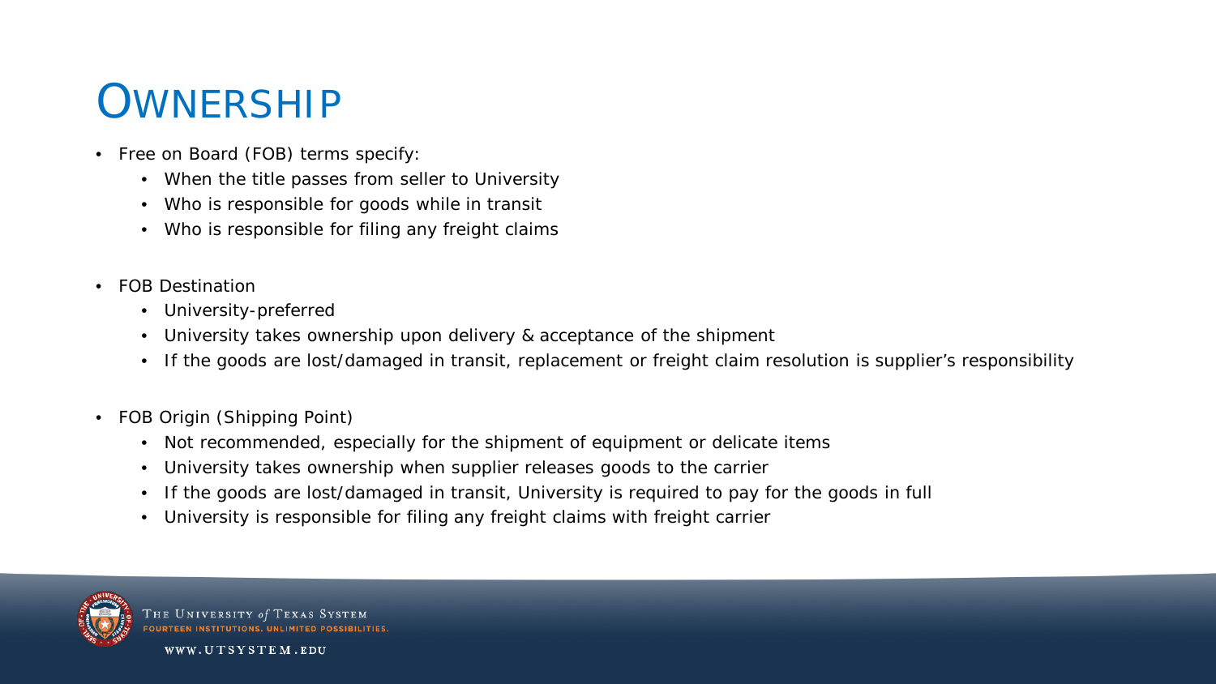# OWNERSHIP

- Free on Board (FOB) terms specify:
  - When the title passes from seller to University
  - Who is responsible for goods while in transit
  - Who is responsible for filing any freight claims

- FOB Destination
  - University-preferred
  - University takes ownership upon delivery & acceptance of the shipment
  - If the goods are lost/damaged in transit, replacement or freight claim resolution is supplier's responsibility

- FOB Origin (Shipping Point)
  - Not recommended, especially for the shipment of equipment or delicate items
  - University takes ownership when supplier releases goods to the carrier
  - If the goods are lost/damaged in transit, University is required to pay for the goods in full
  - University is responsible for filing any freight claims with freight carrier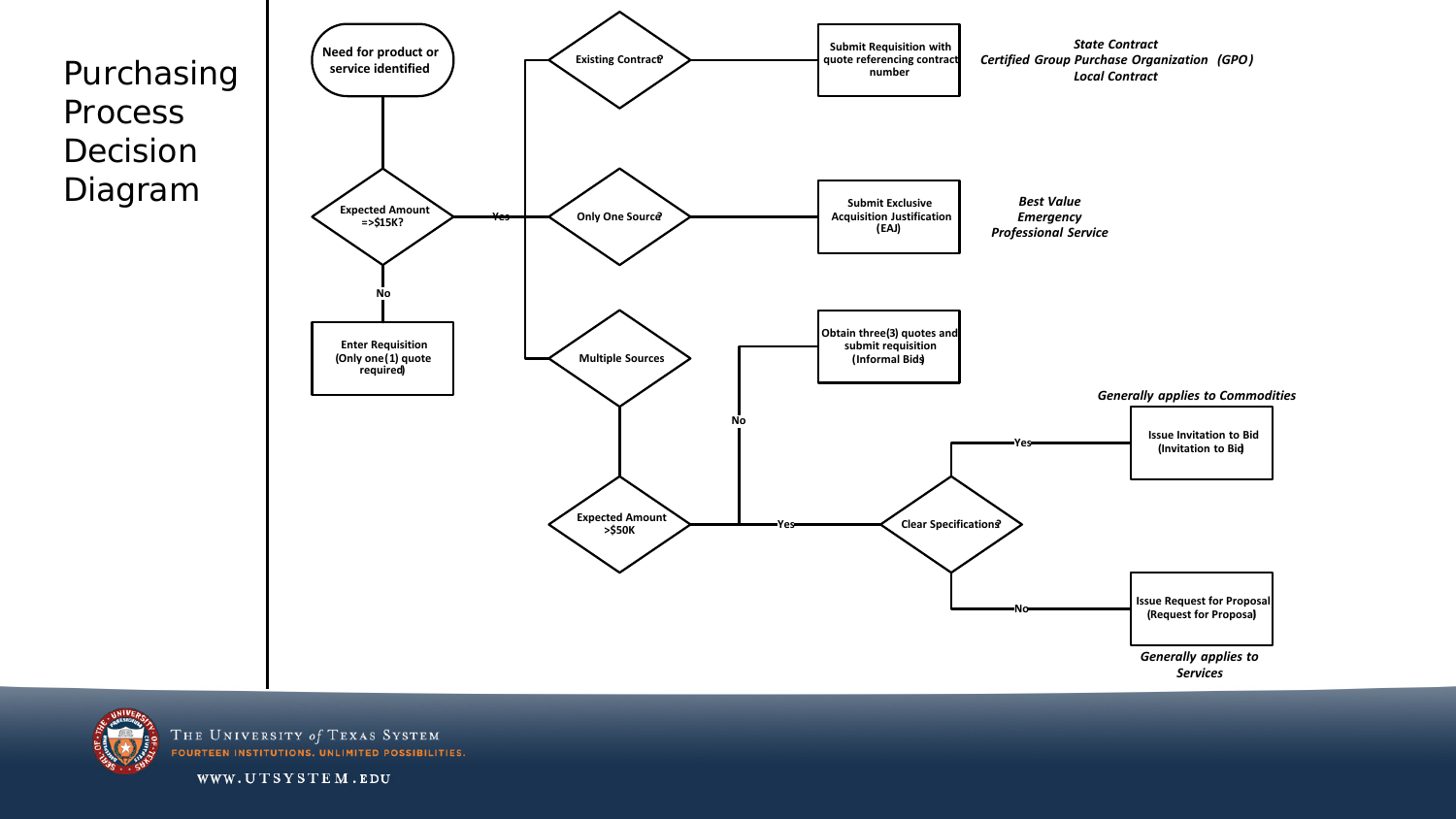# Purchasing Process Decision Diagram

- **Need for product or service identified**
  - **Expected Amount =>$15K?**
    - **No** → **Enter Requisition (Only one (1) quote required)**
    - **Yes** →
      - **Existing Contract?** → **Submit Requisition with quote referencing contract number**
        - *State Contract*
        - *Certified Group Purchase Organization (GPO)*
        - *Local Contract*
      - **Only One Source?** → **Submit Exclusive Acquisition Justification (EAJ)**
        - *Best Value*
        - *Emergency*
        - *Professional Service*
      - **Multiple Sources** → **Expected Amount >$50K**
        - **No** → **Obtain three (3) quotes and submit requisition (Informal Bids)**
        - **Yes** → **Clear Specifications?**
          - **Yes** → **Issue Invitation to Bid (Invitation to Bid)** — *Generally applies to Commodities*
          - **No** → **Issue Request for Proposal (Request for Proposal)** — *Generally applies to Services*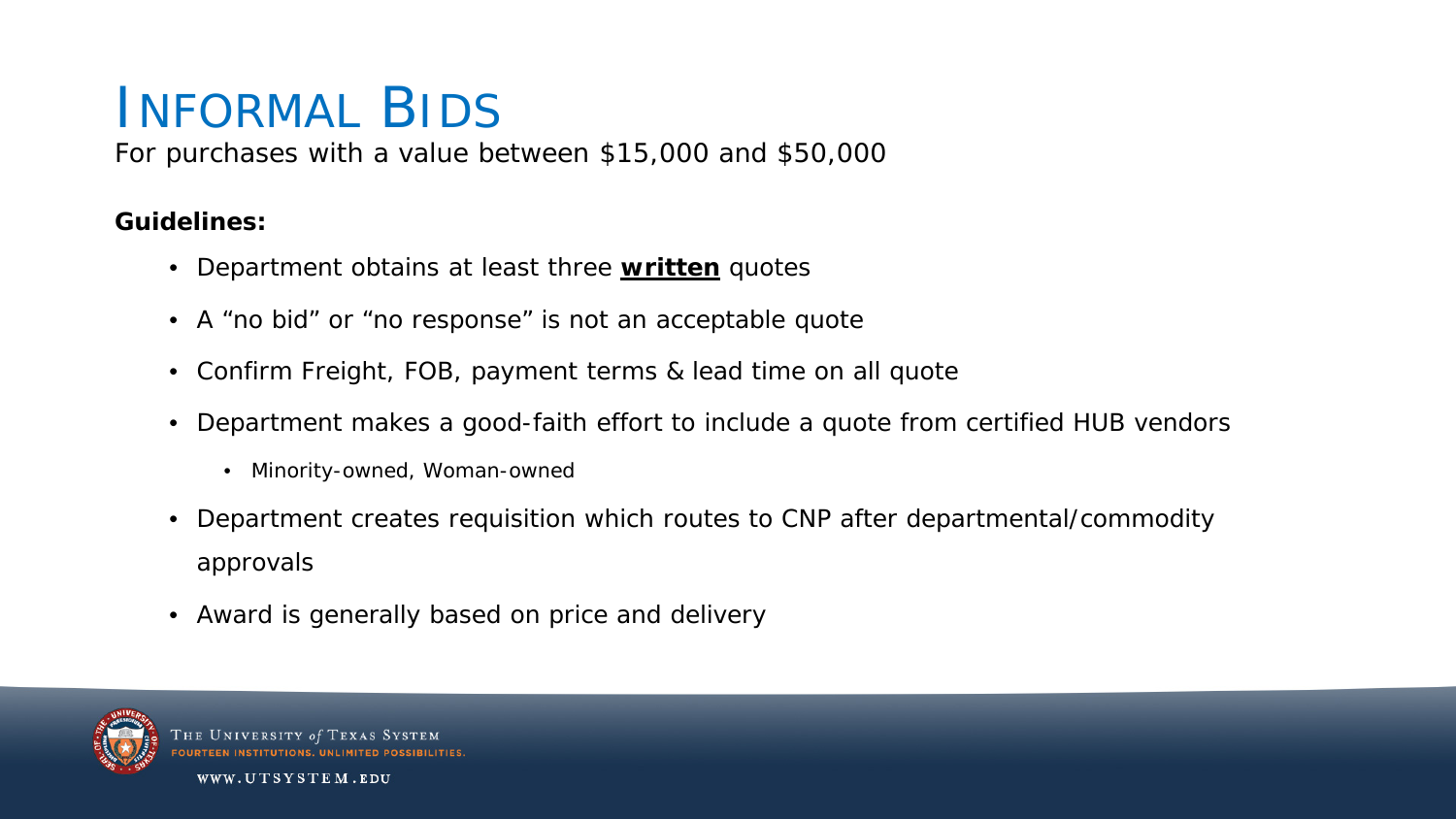# Informal Bids

For purchases with a value between $15,000 and $50,000

**Guidelines:**

- Department obtains at least three **written** quotes
- A “no bid” or “no response” is not an acceptable quote
- Confirm Freight, FOB, payment terms & lead time on all quote
- Department makes a good-faith effort to include a quote from certified HUB vendors
  - Minority-owned, Woman-owned
- Department creates requisition which routes to CNP after departmental/commodity approvals
- Award is generally based on price and delivery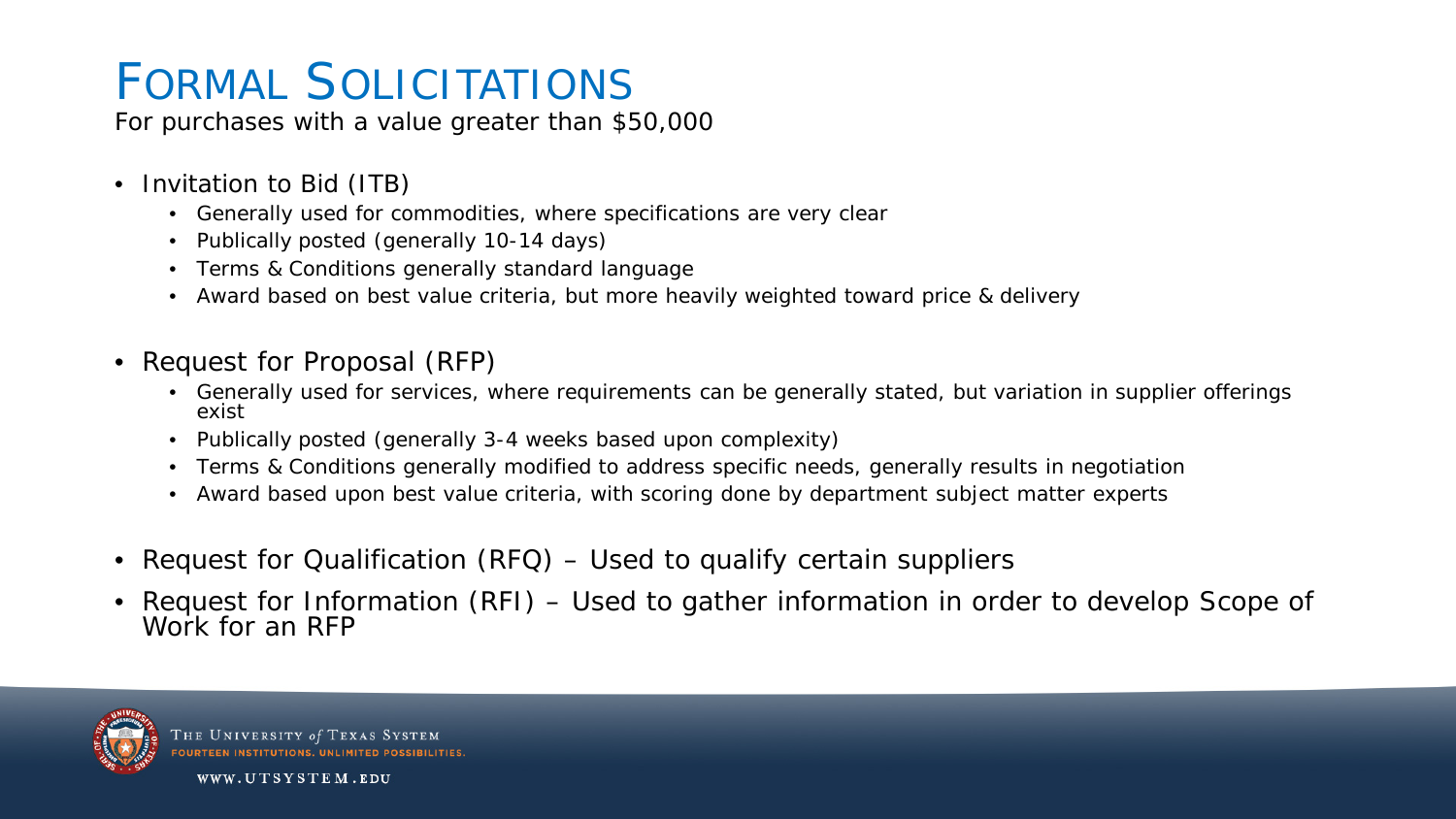# Formal Solicitations

For purchases with a value greater than $50,000

- Invitation to Bid (ITB)
  - Generally used for commodities, where specifications are very clear
  - Publically posted (generally 10-14 days)
  - Terms & Conditions generally standard language
  - Award based on best value criteria, but more heavily weighted toward price & delivery
- Request for Proposal (RFP)
  - Generally used for services, where requirements can be generally stated, but variation in supplier offerings exist
  - Publically posted (generally 3-4 weeks based upon complexity)
  - Terms & Conditions generally modified to address specific needs, generally results in negotiation
  - Award based upon best value criteria, with scoring done by department subject matter experts
- Request for Qualification (RFQ) – Used to qualify certain suppliers
- Request for Information (RFI) – Used to gather information in order to develop Scope of Work for an RFP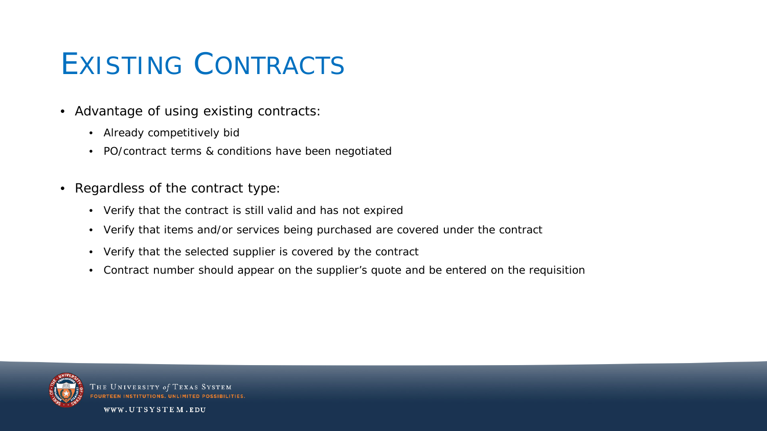# Existing Contracts

- Advantage of using existing contracts:
  - Already competitively bid
  - PO/contract terms & conditions have been negotiated
- Regardless of the contract type:
  - Verify that the contract is still valid and has not expired
  - Verify that items and/or services being purchased are covered under the contract
  - Verify that the selected supplier is covered by the contract
  - Contract number should appear on the supplier's quote and be entered on the requisition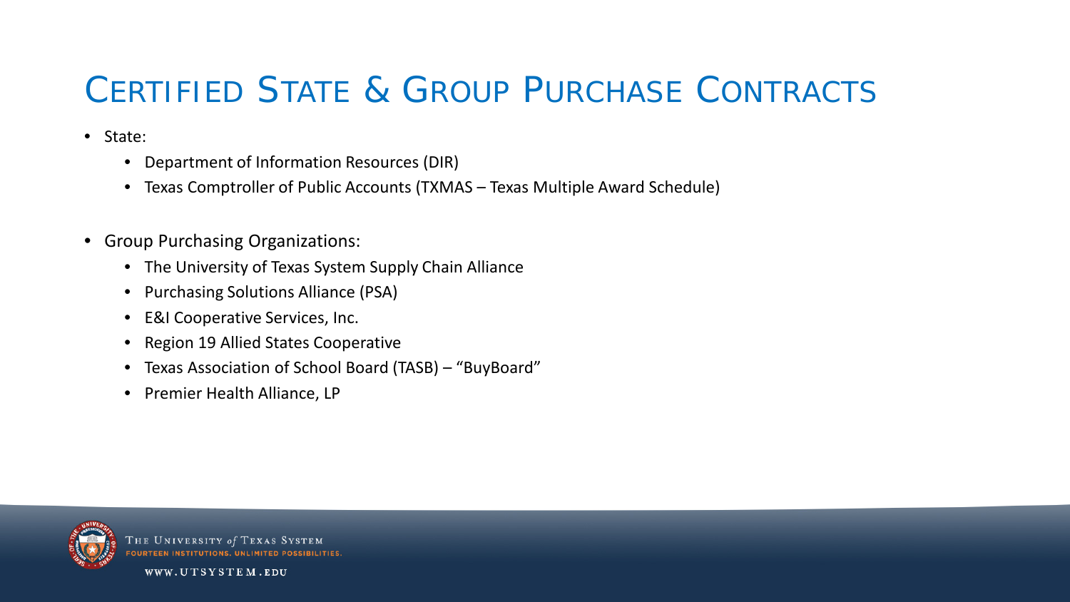# Certified State & Group Purchase Contracts

- State:
  - Department of Information Resources (DIR)
  - Texas Comptroller of Public Accounts (TXMAS – Texas Multiple Award Schedule)

- Group Purchasing Organizations:
  - The University of Texas System Supply Chain Alliance
  - Purchasing Solutions Alliance (PSA)
  - E&I Cooperative Services, Inc.
  - Region 19 Allied States Cooperative
  - Texas Association of School Board (TASB) – "BuyBoard"
  - Premier Health Alliance, LP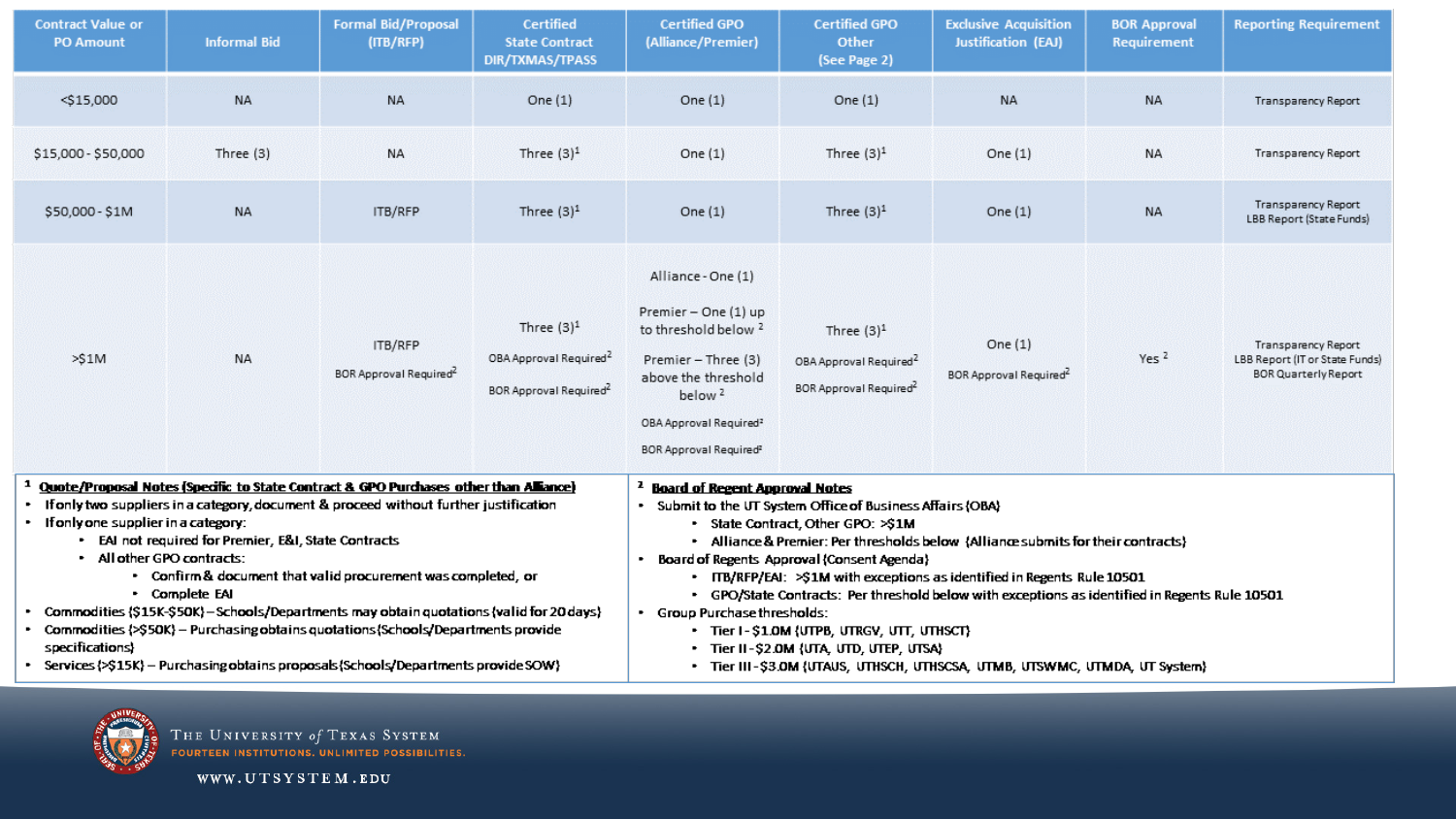| Contract Value or PO Amount | Informal Bid | Formal Bid/Proposal (ITB/RFP) | Certified State Contract DIR/TXMAS/TPASS | Certified GPO (Alliance/Premier) | Certified GPO Other (See Page 2) | Exclusive Acquisition Justification (EAJ) | BOR Approval Requirement | Reporting Requirement |
|---|---|---|---|---|---|---|---|---|
| <$15,000 | NA | NA | One (1) | One (1) | One (1) | NA | NA | Transparency Report |
| $15,000 - $50,000 | Three (3) | NA | Three (3)[1] | One (1) | Three (3)[1] | One (1) | NA | Transparency Report |
| $50,000 - $1M | NA | ITB/RFP | Three (3)[1] | One (1) | Three (3)[1] | One (1) | NA | Transparency Report<br>LBB Report (State Funds) |
| >$1M | NA | ITB/RFP<br>BOR Approval Required[2] | Three (3)[1]<br>OBA Approval Required[2]<br>BOR Approval Required[2] | Alliance - One (1)<br>Premier – One (1) up to threshold below [2]<br>Premier – Three (3) above the threshold below [2]<br>OBA Approval Required[2]<br>BOR Approval Required[2] | Three (3)[1]<br>OBA Approval Required[2]<br>BOR Approval Required[2] | One (1)<br>BOR Approval Required[2] | Yes [2] | Transparency Report<br>LBB Report (IT or State Funds)<br>BOR Quarterly Report |

[1] **Quote/Proposal Notes (Specific to State Contract & GPO Purchases other than Alliance)**

- If only two suppliers in a category, document & proceed without further justification
- If only one supplier in a category:
  - EAI not required for Premier, E&I, State Contracts
  - All other GPO contracts:
    - Confirm & document that valid procurement was completed, or
    - Complete EAI
- Commodities ($15K-$50K) – Schools/Departments may obtain quotations (valid for 20 days)
- Commodities (>$50K) – Purchasing obtains quotations (Schools/Departments provide specifications)
- Services (>$15K) – Purchasing obtains proposals (Schools/Departments provide SOW)

[2] **Board of Regent Approval Notes**

- Submit to the UT System Office of Business Affairs (OBA)
  - State Contract, Other GPO: >$1M
  - Alliance & Premier: Per thresholds below (Alliance submits for their contracts)
- Board of Regents Approval (Consent Agenda)
  - ITB/RFP/EAI: >$1M with exceptions as identified in Regents Rule 10501
  - GPO/State Contracts: Per threshold below with exceptions as identified in Regents Rule 10501
- Group Purchase thresholds:
  - Tier I - $1.0M (UTPB, UTRGV, UTT, UTHSCT)
  - Tier II - $2.0M (UTA, UTD, UTEP, UTSA)
  - Tier III - $3.0M (UTAUS, UTHSCH, UTHSCSA, UTMB, UTSWMC, UTMDA, UT System)

The University *of* Texas System
FOURTEEN INSTITUTIONS. UNLIMITED POSSIBILITIES.

WWW.UTSYSTEM.EDU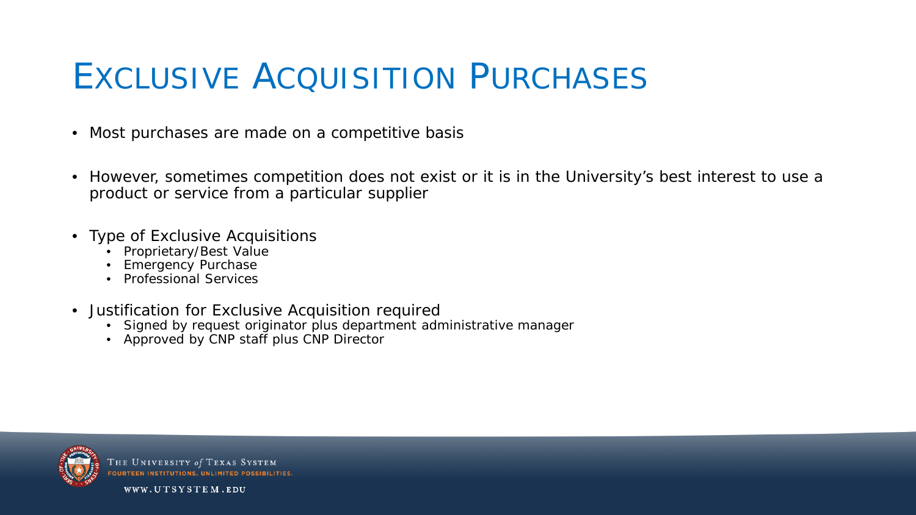# Exclusive Acquisition Purchases

- Most purchases are made on a competitive basis
- However, sometimes competition does not exist or it is in the University's best interest to use a product or service from a particular supplier
- Type of Exclusive Acquisitions
  - Proprietary/Best Value
  - Emergency Purchase
  - Professional Services
- Justification for Exclusive Acquisition required
  - Signed by request originator plus department administrative manager
  - Approved by CNP staff plus CNP Director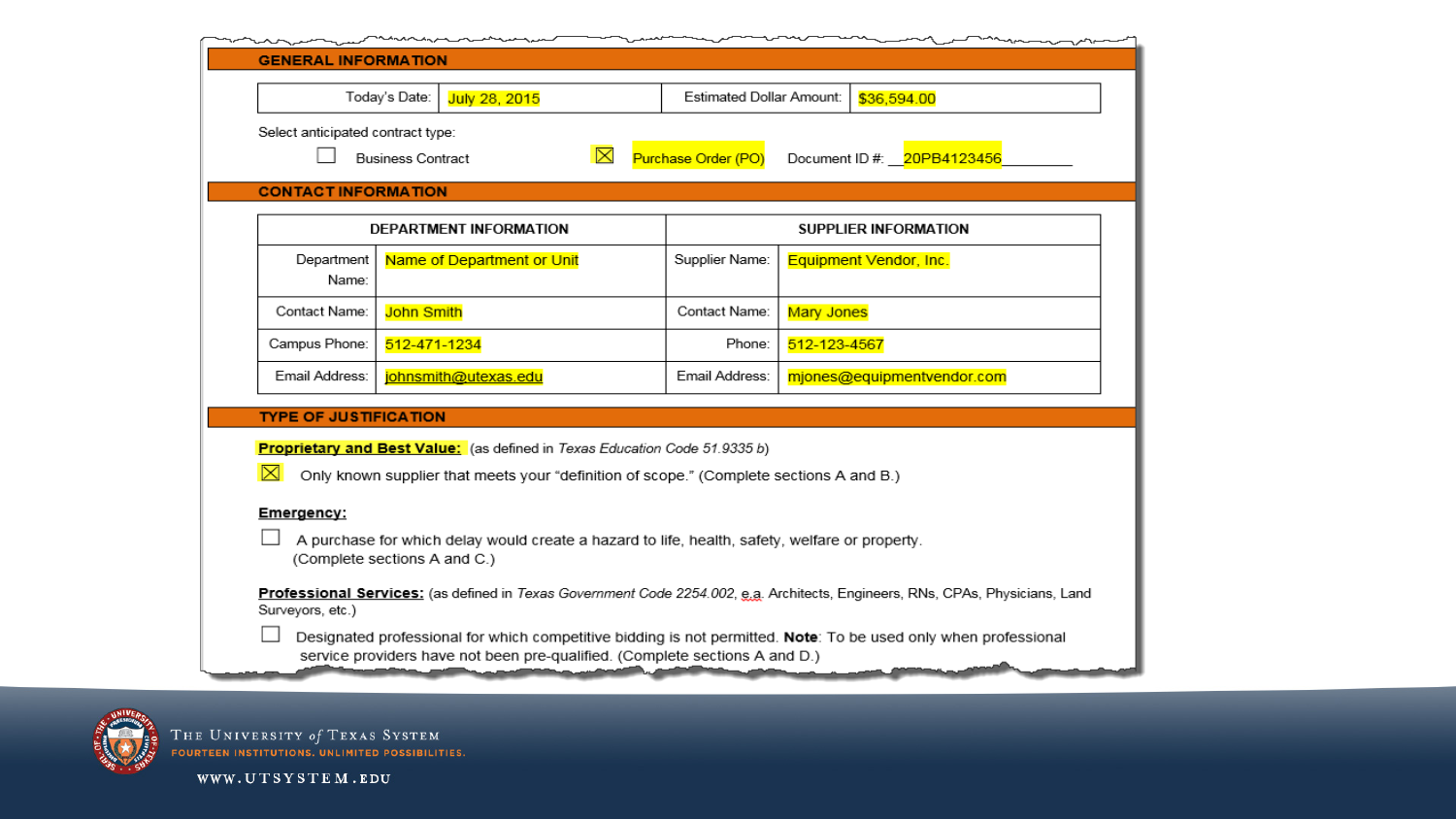## GENERAL INFORMATION

| Today's Date: | July 28, 2015 | Estimated Dollar Amount: | $36,594.00 |
|---|---|---|---|

Select anticipated contract type:

☐ Business Contract ☒ Purchase Order (PO) Document ID #: __20PB4123456________

## CONTACT INFORMATION

| DEPARTMENT INFORMATION | | SUPPLIER INFORMATION | |
|---|---|---|---|
| Department Name: | Name of Department or Unit | Supplier Name: | Equipment Vendor, Inc. |
| Contact Name: | John Smith | Contact Name: | Mary Jones |
| Campus Phone: | 512-471-1234 | Phone: | 512-123-4567 |
| Email Address: | johnsmith@utexas.edu | Email Address: | mjones@equipmentvendor.com |

## TYPE OF JUSTIFICATION

**Proprietary and Best Value:** (as defined in *Texas Education Code 51.9335 b*)

☒ Only known supplier that meets your "definition of scope." (Complete sections A and B.)

**Emergency:**

☐ A purchase for which delay would create a hazard to life, health, safety, welfare or property. (Complete sections A and C.)

**Professional Services:** (as defined in *Texas Government Code 2254.002*, e.a. Architects, Engineers, RNs, CPAs, Physicians, Land Surveyors, etc.)

☐ Designated professional for which competitive bidding is not permitted. **Note**: To be used only when professional service providers have not been pre-qualified. (Complete sections A and D.)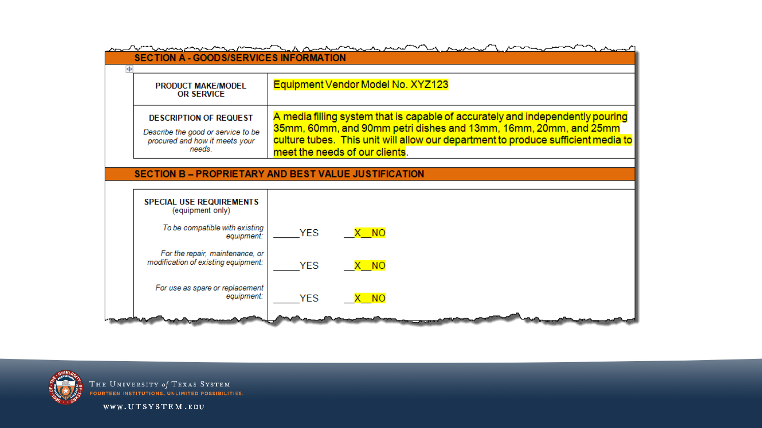## SECTION A - GOODS/SERVICES INFORMATION

| | |
|---|---|
| **PRODUCT MAKE/MODEL OR SERVICE** | Equipment Vendor Model No. XYZ123 |
| **DESCRIPTION OF REQUEST**<br>*Describe the good or service to be procured and how it meets your needs.* | A media filling system that is capable of accurately and independently pouring 35mm, 60mm, and 90mm petri dishes and 13mm, 16mm, 20mm, and 25mm culture tubes. This unit will allow our department to produce sufficient media to meet the needs of our clients. |

## SECTION B – PROPRIETARY AND BEST VALUE JUSTIFICATION

| | |
|---|---|
| **SPECIAL USE REQUIREMENTS** (equipment only) | |
| *To be compatible with existing equipment:* | _____YES __X__NO |
| *For the repair, maintenance, or modification of existing equipment:* | _____YES __X__NO |
| *For use as spare or replacement equipment:* | _____YES __X__NO |

THE UNIVERSITY of TEXAS SYSTEM
FOURTEEN INSTITUTIONS. UNLIMITED POSSIBILITIES.
WWW.UTSYSTEM.EDU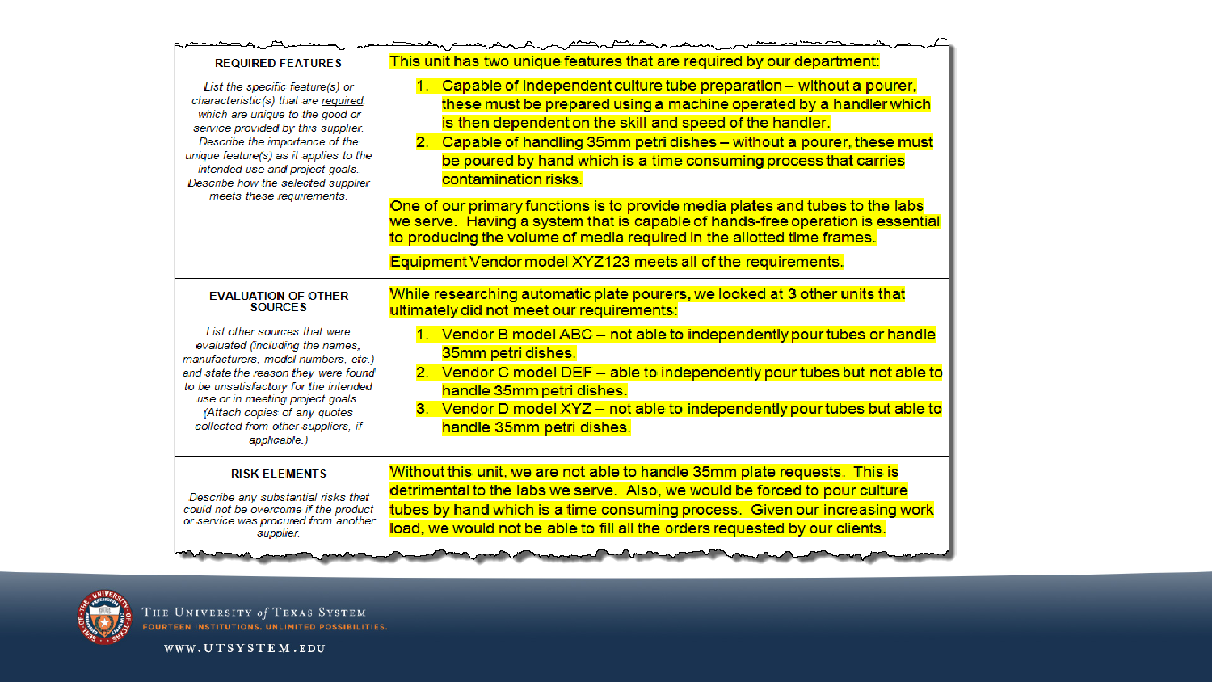| | |
|---|---|
| **REQUIRED FEATURES**<br><br>*List the specific feature(s) or characteristic(s) that are required, which are unique to the good or service provided by this supplier. Describe the importance of the unique feature(s) as it applies to the intended use and project goals. Describe how the selected supplier meets these requirements.* | This unit has two unique features that are required by our department:<br><br>1. Capable of independent culture tube preparation – without a pourer, these must be prepared using a machine operated by a handler which is then dependent on the skill and speed of the handler.<br>2. Capable of handling 35mm petri dishes – without a pourer, these must be poured by hand which is a time consuming process that carries contamination risks.<br><br>One of our primary functions is to provide media plates and tubes to the labs we serve. Having a system that is capable of hands-free operation is essential to producing the volume of media required in the allotted time frames.<br><br>Equipment Vendor model XYZ123 meets all of the requirements. |
| **EVALUATION OF OTHER SOURCES**<br><br>*List other sources that were evaluated (including the names, manufacturers, model numbers, etc.) and state the reason they were found to be unsatisfactory for the intended use or in meeting project goals. (Attach copies of any quotes collected from other suppliers, if applicable.)* | While researching automatic plate pourers, we looked at 3 other units that ultimately did not meet our requirements:<br><br>1. Vendor B model ABC – not able to independently pour tubes or handle 35mm petri dishes.<br>2. Vendor C model DEF – able to independently pour tubes but not able to handle 35mm petri dishes.<br>3. Vendor D model XYZ – not able to independently pour tubes but able to handle 35mm petri dishes. |
| **RISK ELEMENTS**<br><br>*Describe any substantial risks that could not be overcome if the product or service was procured from another supplier.* | Without this unit, we are not able to handle 35mm plate requests. This is detrimental to the labs we serve. Also, we would be forced to pour culture tubes by hand which is a time consuming process. Given our increasing work load, we would not be able to fill all the orders requested by our clients. |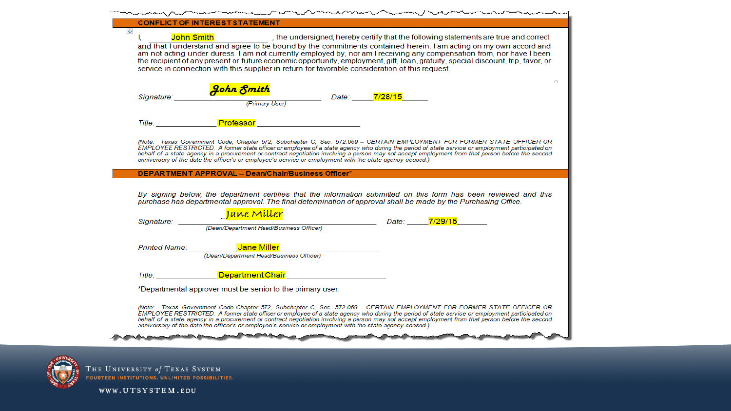## CONFLICT OF INTEREST STATEMENT

I, John Smith, the undersigned, hereby certify that the following statements are true and correct and that I understand and agree to be bound by the commitments contained herein. I am acting on my own accord and am not acting under duress. I am not currently employed by, nor am I receiving any compensation from, nor have I been the recipient of any present or future economic opportunity, employment, gift, loan, gratuity, special discount, trip, favor, or service in connection with this supplier in return for favorable consideration of this request.

*Signature:* John Smith *(Primary User)* *Date:* 7/28/15

*Title:* Professor

*(Note: Texas Government Code, Chapter 572, Subchapter C, Sec. 572.069 – CERTAIN EMPLOYMENT FOR FORMER STATE OFFICER OR EMPLOYEE RESTRICTED. A former state officer or employee of a state agency who during the period of state service or employment participated on behalf of a state agency in a procurement or contract negotiation involving a person may not accept employment from that person before the second anniversary of the date the officer's or employee's service or employment with the state agency ceased.)*

## DEPARTMENT APPROVAL – Dean/Chair/Business Officer*

*By signing below, the department certifies that the information submitted on this form has been reviewed and this purchase has departmental approval. The final determination of approval shall be made by the Purchasing Office.*

*Signature:* Jane Miller *(Dean/Department Head/Business Officer)* *Date:* 7/29/15

*Printed Name:* Jane Miller *(Dean/Department Head/Business Officer)*

*Title:* Department Chair

*Departmental approver must be senior to the primary user.

*(Note: Texas Government Code Chapter 572, Subchapter C, Sec. 572.069 – CERTAIN EMPLOYMENT FOR FORMER STATE OFFICER OR EMPLOYEE RESTRICTED. A former state officer or employee of a state agency who during the period of state service or employment participated on behalf of a state agency in a procurement or contract negotiation involving a person may not accept employment from that person before the second anniversary of the date the officer's or employee's service or employment with the state agency ceased.)*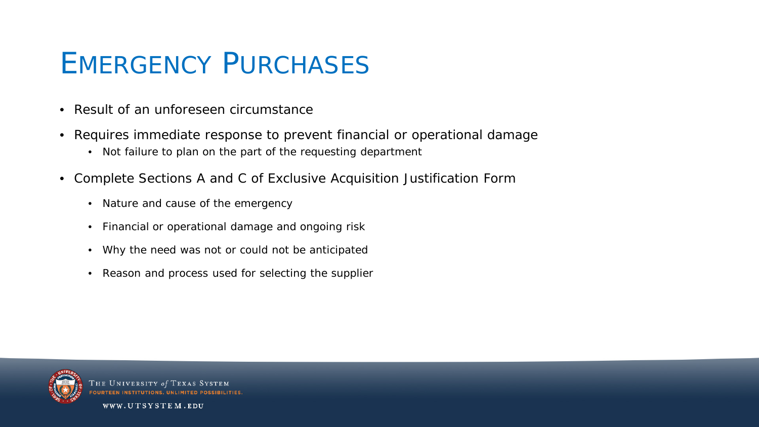# Emergency Purchases

- Result of an unforeseen circumstance
- Requires immediate response to prevent financial or operational damage
  - Not failure to plan on the part of the requesting department
- Complete Sections A and C of Exclusive Acquisition Justification Form
  - Nature and cause of the emergency
  - Financial or operational damage and ongoing risk
  - Why the need was not or could not be anticipated
  - Reason and process used for selecting the supplier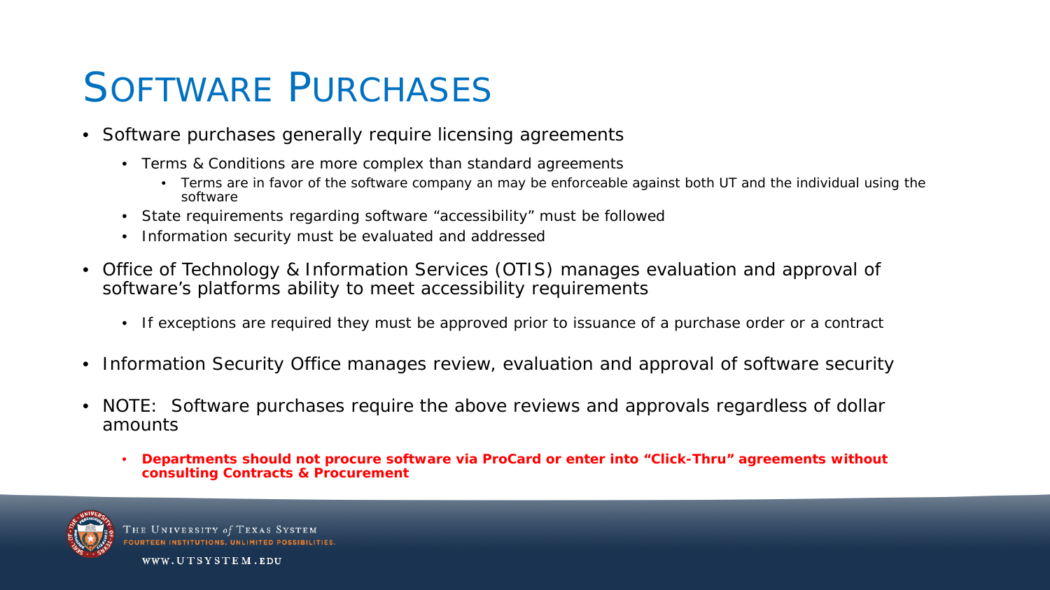# SOFTWARE PURCHASES

- Software purchases generally require licensing agreements
  - Terms & Conditions are more complex than standard agreements
    - Terms are in favor of the software company an may be enforceable against both UT and the individual using the software
  - State requirements regarding software "accessibility" must be followed
  - Information security must be evaluated and addressed
- Office of Technology & Information Services (OTIS) manages evaluation and approval of software's platforms ability to meet accessibility requirements
  - If exceptions are required they must be approved prior to issuance of a purchase order or a contract
- Information Security Office manages review, evaluation and approval of software security
- NOTE: Software purchases require the above reviews and approvals regardless of dollar amounts
  - **Departments should not procure software via ProCard or enter into "Click-Thru" agreements without consulting Contracts & Procurement**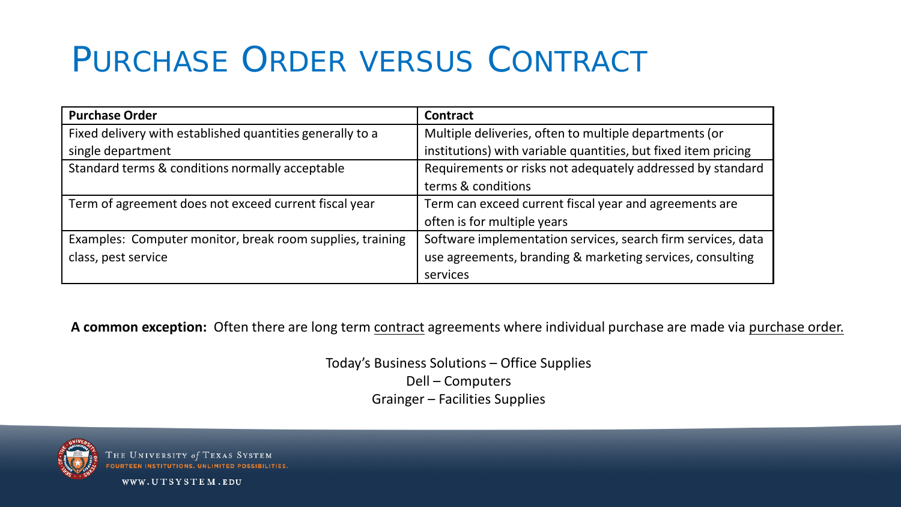# Purchase Order versus Contract

| Purchase Order | Contract |
|---|---|
| Fixed delivery with established quantities generally to a single department | Multiple deliveries, often to multiple departments (or institutions) with variable quantities, but fixed item pricing |
| Standard terms & conditions normally acceptable | Requirements or risks not adequately addressed by standard terms & conditions |
| Term of agreement does not exceed current fiscal year | Term can exceed current fiscal year and agreements are often is for multiple years |
| Examples: Computer monitor, break room supplies, training class, pest service | Software implementation services, search firm services, data use agreements, branding & marketing services, consulting services |

**A common exception:** Often there are long term contract agreements where individual purchase are made via purchase order.

Today's Business Solutions – Office Supplies
Dell – Computers
Grainger – Facilities Supplies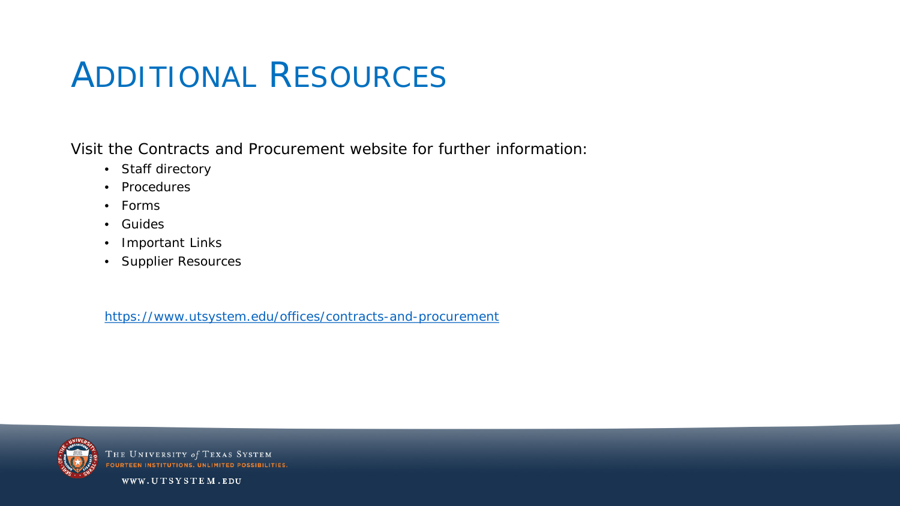# Additional Resources

Visit the Contracts and Procurement website for further information:

- Staff directory
- Procedures
- Forms
- Guides
- Important Links
- Supplier Resources

https://www.utsystem.edu/offices/contracts-and-procurement